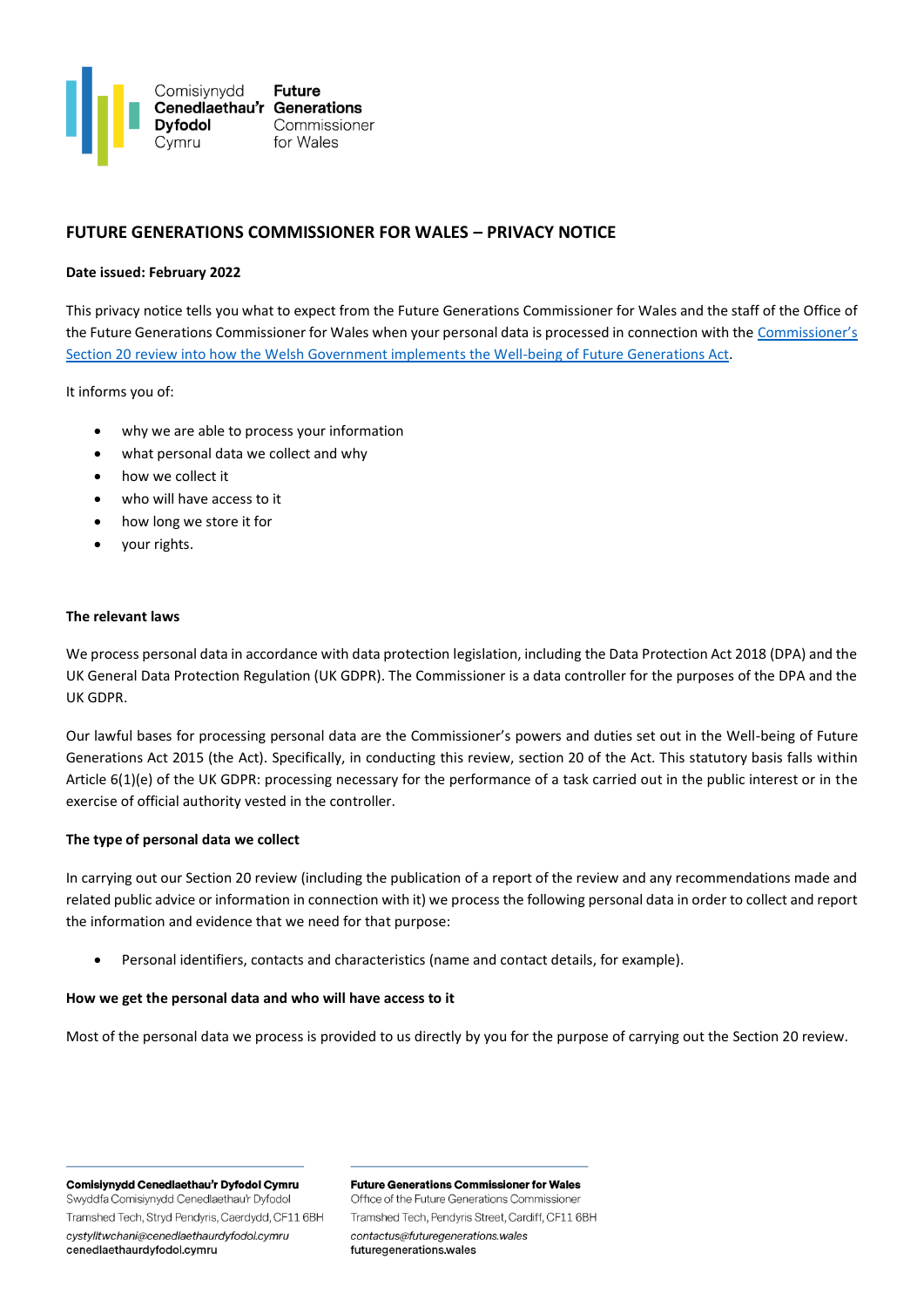# FUTURE GENERATIONS COMMISSIONER FOR WALES – PRIVACY NOTICE

**Date issued: February 2022**

This privacy notice tells you what to expect from the Future Generations Commissioner for Wales and the staff of the Office of the Future Generations Commissioner for Wales when your personal data is processed in connection with the Commissioner's Section 20 review into how the Welsh Government implements the Well-being of Future Generations Act.

It informs you of:

- why we are able to process your information
- what personal data we collect and why
- how we collect it
- who will have access to it
- how long we store it for
- your rights.

**The relevant laws**

We process personal data in accordance with data protection legislation, including the Data Protection Act 2018 (DPA) and the UK General Data Protection Regulation (UK GDPR). The Commissioner is a data controller for the purposes of the DPA and the UK GDPR.

Our lawful bases for processing personal data are the Commissioner's powers and duties set out in the Well-being of Future Generations Act 2015 (the Act). Specifically, in conducting this review, section 20 of the Act. This statutory basis falls within Article 6(1)(e) of the UK GDPR: processing necessary for the performance of a task carried out in the public interest or in the exercise of official authority vested in the controller.

**The type of personal data we collect**

In carrying out our Section 20 review (including the publication of a report of the review and any recommendations made and related public advice or information in connection with it) we process the following personal data in order to collect and report the information and evidence that we need for that purpose:

- Personal identifiers, contacts and characteristics (name and contact details, for example).

**How we get the personal data and who will have access to it**

Most of the personal data we process is provided to us directly by you for the purpose of carrying out the Section 20 review.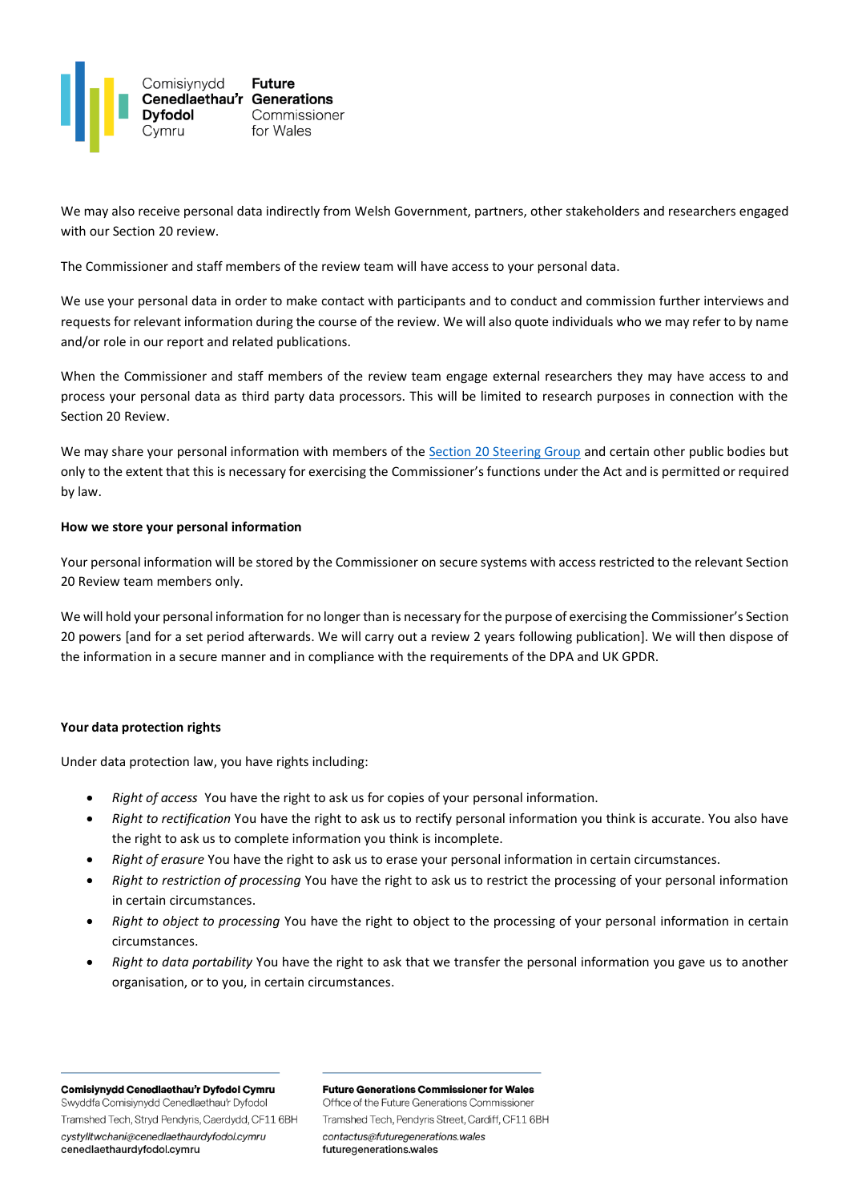We may also receive personal data indirectly from Welsh Government, partners, other stakeholders and researchers engaged with our Section 20 review.

The Commissioner and staff members of the review team will have access to your personal data.

We use your personal data in order to make contact with participants and to conduct and commission further interviews and requests for relevant information during the course of the review. We will also quote individuals who we may refer to by name and/or role in our report and related publications.

When the Commissioner and staff members of the review team engage external researchers they may have access to and process your personal data as third party data processors. This will be limited to research purposes in connection with the Section 20 Review.

We may share your personal information with members of the Section 20 Steering Group and certain other public bodies but only to the extent that this is necessary for exercising the Commissioner's functions under the Act and is permitted or required by law.

**How we store your personal information**

Your personal information will be stored by the Commissioner on secure systems with access restricted to the relevant Section 20 Review team members only.

We will hold your personal information for no longer than is necessary for the purpose of exercising the Commissioner's Section 20 powers [and for a set period afterwards. We will carry out a review 2 years following publication]. We will then dispose of the information in a secure manner and in compliance with the requirements of the DPA and UK GPDR.

**Your data protection rights**

Under data protection law, you have rights including:

- *Right of access* You have the right to ask us for copies of your personal information.
- *Right to rectification* You have the right to ask us to rectify personal information you think is accurate. You also have the right to ask us to complete information you think is incomplete.
- *Right of erasure* You have the right to ask us to erase your personal information in certain circumstances.
- *Right to restriction of processing* You have the right to ask us to restrict the processing of your personal information in certain circumstances.
- *Right to object to processing* You have the right to object to the processing of your personal information in certain circumstances.
- *Right to data portability* You have the right to ask that we transfer the personal information you gave us to another organisation, or to you, in certain circumstances.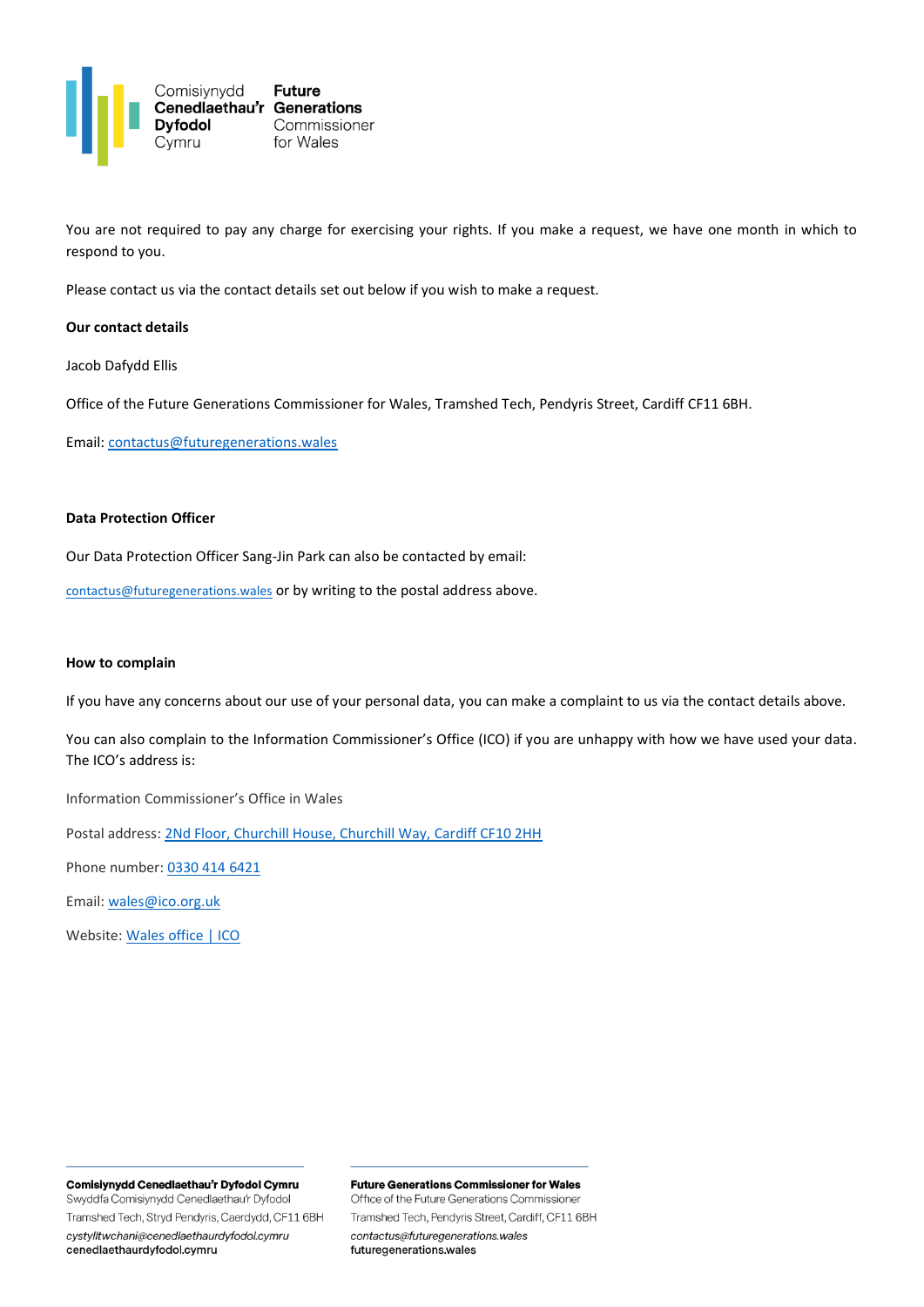You are not required to pay any charge for exercising your rights. If you make a request, we have one month in which to respond to you.

Please contact us via the contact details set out below if you wish to make a request.

**Our contact details**

Jacob Dafydd Ellis

Office of the Future Generations Commissioner for Wales, Tramshed Tech, Pendyris Street, Cardiff CF11 6BH.

Email: contactus@futuregenerations.wales

**Data Protection Officer**

Our Data Protection Officer Sang-Jin Park can also be contacted by email:

contactus@futuregenerations.wales or by writing to the postal address above.

**How to complain**

If you have any concerns about our use of your personal data, you can make a complaint to us via the contact details above.

You can also complain to the Information Commissioner's Office (ICO) if you are unhappy with how we have used your data. The ICO's address is:

Information Commissioner's Office in Wales

Postal address: 2Nd Floor, Churchill House, Churchill Way, Cardiff CF10 2HH

Phone number: 0330 414 6421

Email: wales@ico.org.uk

Website: Wales office | ICO